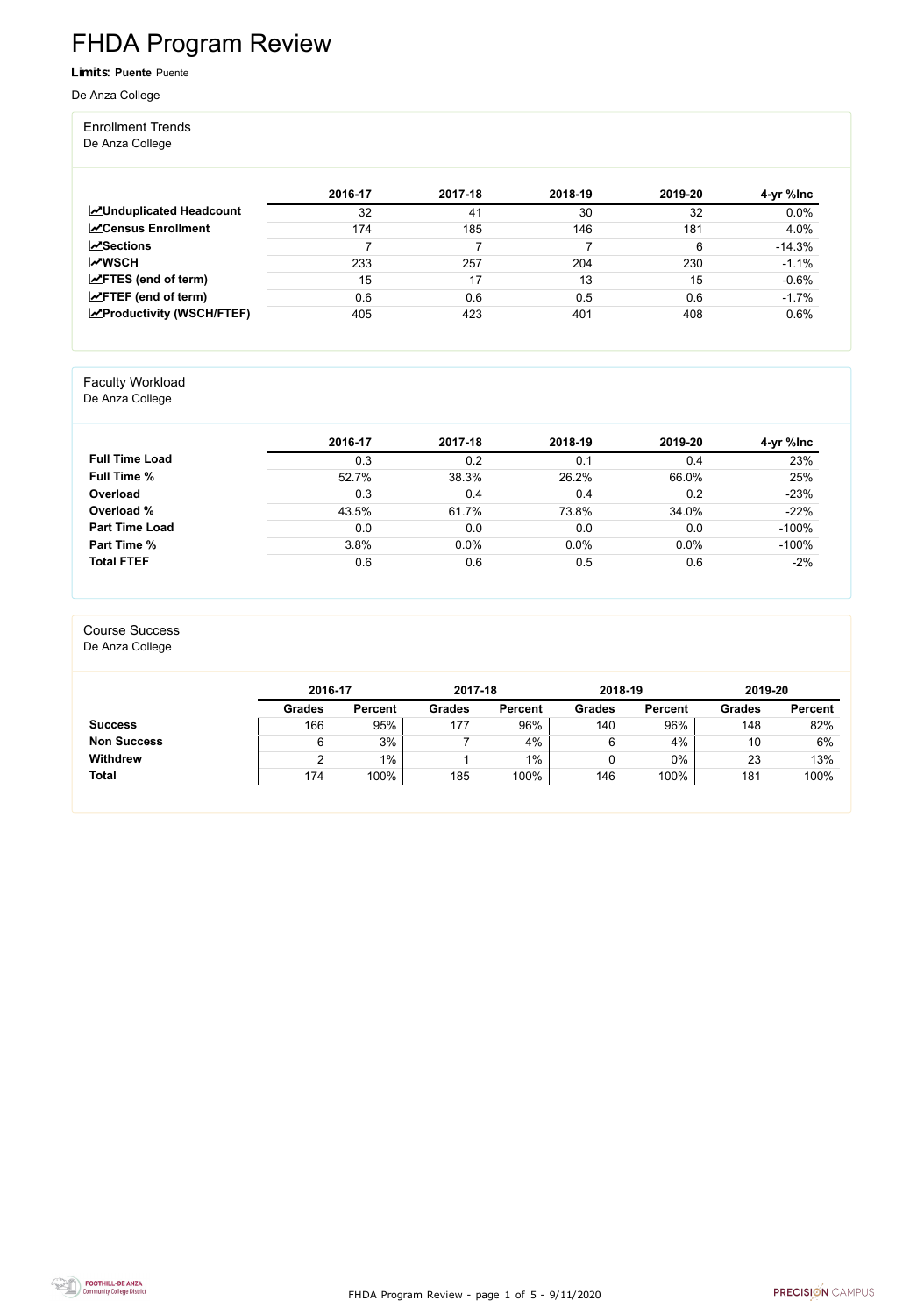# FHDA Program Review

**Limits: Puente** Puente

De Anza College

## Enrollment Trends

De Anza College

| | 2016-17 | 2017-18 | 2018-19 | 2019-20 | 4-yr %Inc |
|---|---|---|---|---|---|
| **Unduplicated Headcount** | 32 | 41 | 30 | 32 | 0.0% |
| **Census Enrollment** | 174 | 185 | 146 | 181 | 4.0% |
| **Sections** | 7 | 7 | 7 | 6 | -14.3% |
| **WSCH** | 233 | 257 | 204 | 230 | -1.1% |
| **FTES (end of term)** | 15 | 17 | 13 | 15 | -0.6% |
| **FTEF (end of term)** | 0.6 | 0.6 | 0.5 | 0.6 | -1.7% |
| **Productivity (WSCH/FTEF)** | 405 | 423 | 401 | 408 | 0.6% |

## Faculty Workload

De Anza College

| | 2016-17 | 2017-18 | 2018-19 | 2019-20 | 4-yr %Inc |
|---|---|---|---|---|---|
| **Full Time Load** | 0.3 | 0.2 | 0.1 | 0.4 | 23% |
| **Full Time %** | 52.7% | 38.3% | 26.2% | 66.0% | 25% |
| **Overload** | 0.3 | 0.4 | 0.4 | 0.2 | -23% |
| **Overload %** | 43.5% | 61.7% | 73.8% | 34.0% | -22% |
| **Part Time Load** | 0.0 | 0.0 | 0.0 | 0.0 | -100% |
| **Part Time %** | 3.8% | 0.0% | 0.0% | 0.0% | -100% |
| **Total FTEF** | 0.6 | 0.6 | 0.5 | 0.6 | -2% |

## Course Success

De Anza College

| | 2016-17 | | 2017-18 | | 2018-19 | | 2019-20 | |
|---|---|---|---|---|---|---|---|---|
| | **Grades** | **Percent** | **Grades** | **Percent** | **Grades** | **Percent** | **Grades** | **Percent** |
| **Success** | 166 | 95% | 177 | 96% | 140 | 96% | 148 | 82% |
| **Non Success** | 6 | 3% | 7 | 4% | 6 | 4% | 10 | 6% |
| **Withdrew** | 2 | 1% | 1 | 1% | 0 | 0% | 23 | 13% |
| **Total** | 174 | 100% | 185 | 100% | 146 | 100% | 181 | 100% |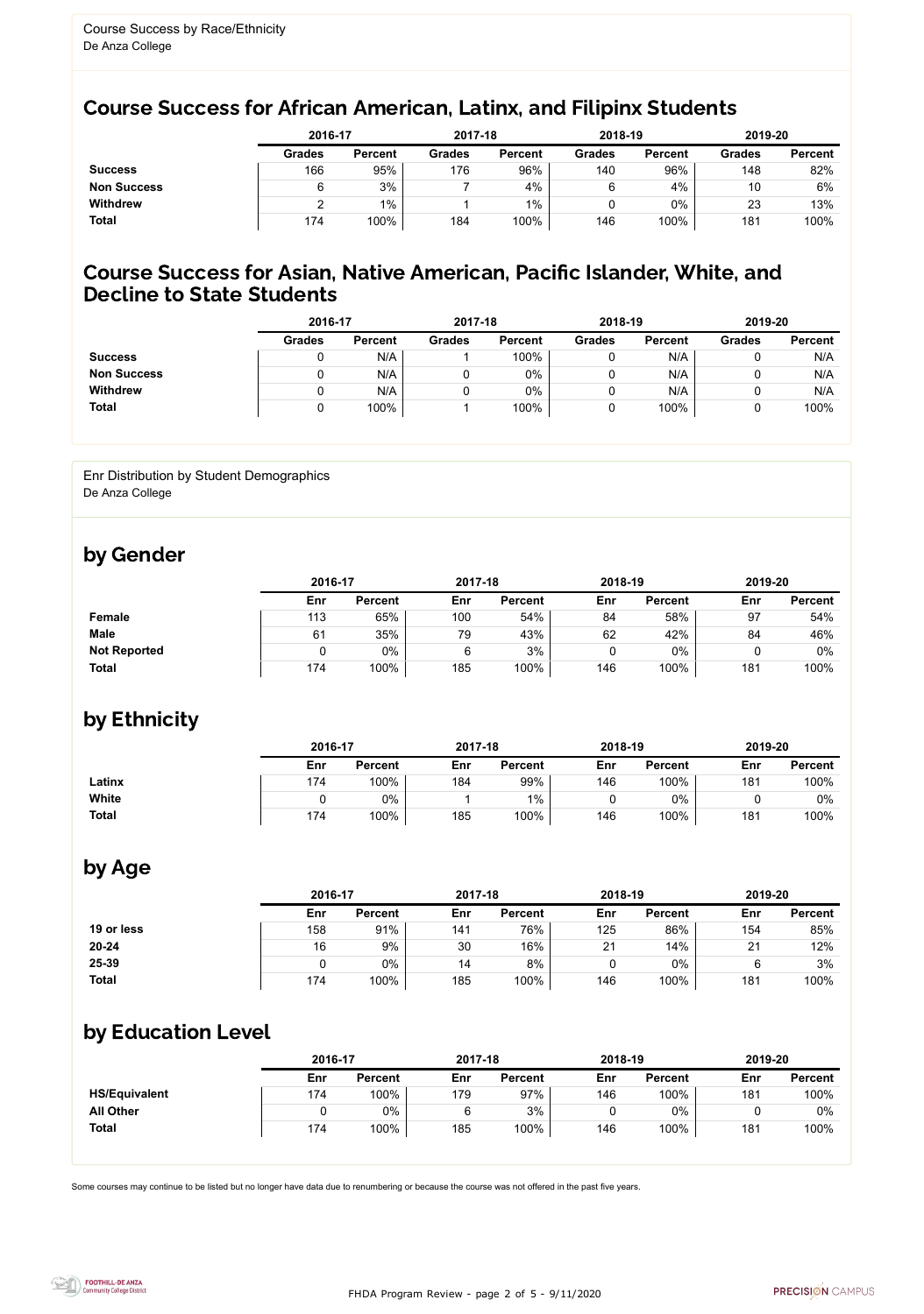Course Success by Race/Ethnicity
De Anza College

## Course Success for African American, Latinx, and Filipinx Students

| | 2016-17 | | 2017-18 | | 2018-19 | | 2019-20 | |
|---|---|---|---|---|---|---|---|---|
| | Grades | Percent | Grades | Percent | Grades | Percent | Grades | Percent |
| **Success** | 166 | 95% | 176 | 96% | 140 | 96% | 148 | 82% |
| **Non Success** | 6 | 3% | 7 | 4% | 6 | 4% | 10 | 6% |
| **Withdrew** | 2 | 1% | 1 | 1% | 0 | 0% | 23 | 13% |
| **Total** | 174 | 100% | 184 | 100% | 146 | 100% | 181 | 100% |

## Course Success for Asian, Native American, Pacific Islander, White, and Decline to State Students

| | 2016-17 | | 2017-18 | | 2018-19 | | 2019-20 | |
|---|---|---|---|---|---|---|---|---|
| | Grades | Percent | Grades | Percent | Grades | Percent | Grades | Percent |
| **Success** | 0 | N/A | 1 | 100% | 0 | N/A | 0 | N/A |
| **Non Success** | 0 | N/A | 0 | 0% | 0 | N/A | 0 | N/A |
| **Withdrew** | 0 | N/A | 0 | 0% | 0 | N/A | 0 | N/A |
| **Total** | 0 | 100% | 1 | 100% | 0 | 100% | 0 | 100% |

Enr Distribution by Student Demographics
De Anza College

## by Gender

| | 2016-17 | | 2017-18 | | 2018-19 | | 2019-20 | |
|---|---|---|---|---|---|---|---|---|
| | Enr | Percent | Enr | Percent | Enr | Percent | Enr | Percent |
| **Female** | 113 | 65% | 100 | 54% | 84 | 58% | 97 | 54% |
| **Male** | 61 | 35% | 79 | 43% | 62 | 42% | 84 | 46% |
| **Not Reported** | 0 | 0% | 6 | 3% | 0 | 0% | 0 | 0% |
| **Total** | 174 | 100% | 185 | 100% | 146 | 100% | 181 | 100% |

## by Ethnicity

| | 2016-17 | | 2017-18 | | 2018-19 | | 2019-20 | |
|---|---|---|---|---|---|---|---|---|
| | Enr | Percent | Enr | Percent | Enr | Percent | Enr | Percent |
| **Latinx** | 174 | 100% | 184 | 99% | 146 | 100% | 181 | 100% |
| **White** | 0 | 0% | 1 | 1% | 0 | 0% | 0 | 0% |
| **Total** | 174 | 100% | 185 | 100% | 146 | 100% | 181 | 100% |

## by Age

| | 2016-17 | | 2017-18 | | 2018-19 | | 2019-20 | |
|---|---|---|---|---|---|---|---|---|
| | Enr | Percent | Enr | Percent | Enr | Percent | Enr | Percent |
| **19 or less** | 158 | 91% | 141 | 76% | 125 | 86% | 154 | 85% |
| **20-24** | 16 | 9% | 30 | 16% | 21 | 14% | 21 | 12% |
| **25-39** | 0 | 0% | 14 | 8% | 0 | 0% | 6 | 3% |
| **Total** | 174 | 100% | 185 | 100% | 146 | 100% | 181 | 100% |

## by Education Level

| | 2016-17 | | 2017-18 | | 2018-19 | | 2019-20 | |
|---|---|---|---|---|---|---|---|---|
| | Enr | Percent | Enr | Percent | Enr | Percent | Enr | Percent |
| **HS/Equivalent** | 174 | 100% | 179 | 97% | 146 | 100% | 181 | 100% |
| **All Other** | 0 | 0% | 6 | 3% | 0 | 0% | 0 | 0% |
| **Total** | 174 | 100% | 185 | 100% | 146 | 100% | 181 | 100% |

Some courses may continue to be listed but no longer have data due to renumbering or because the course was not offered in the past five years.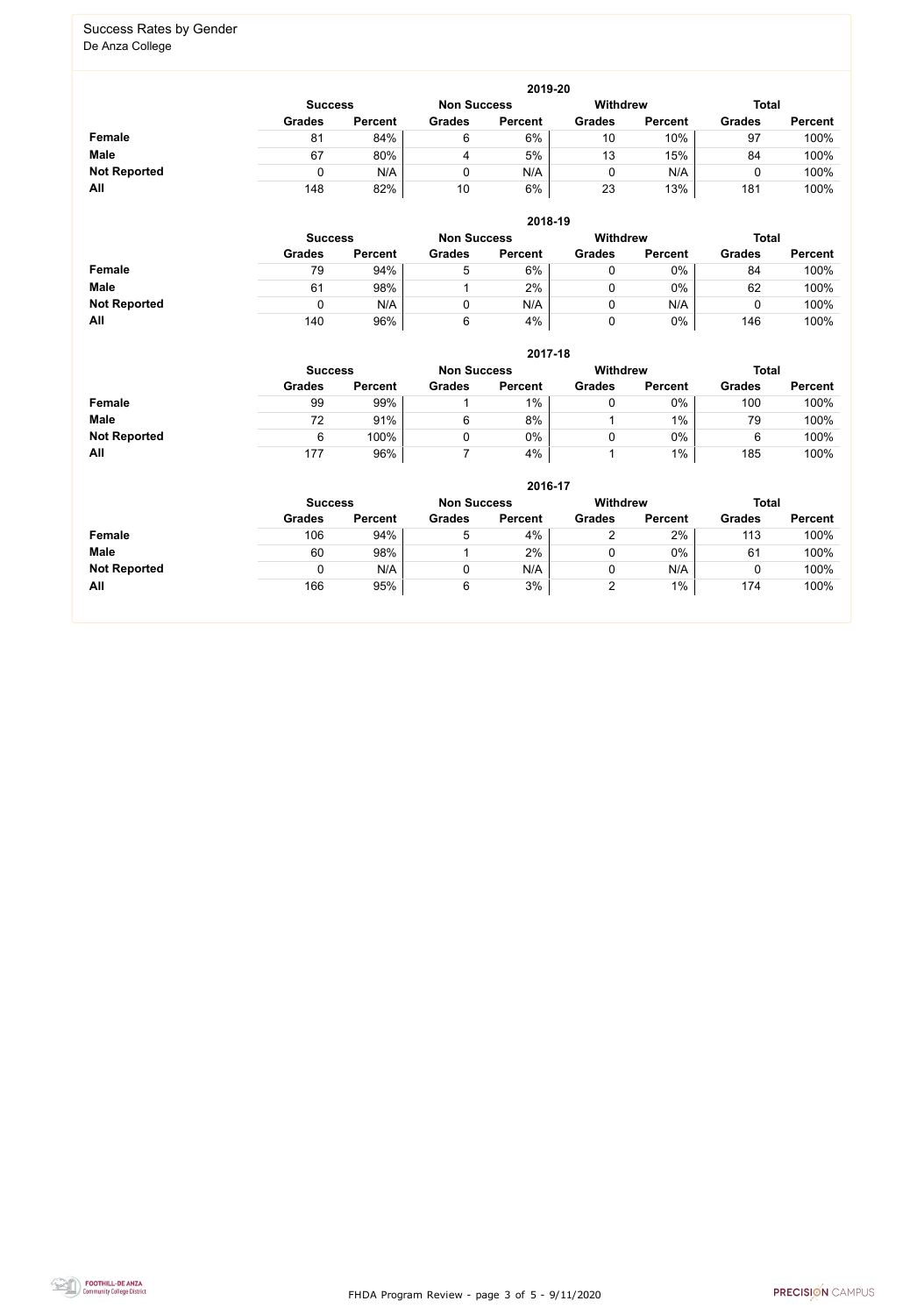## Success Rates by Gender

De Anza College

**2019-20**

| | Success | | Non Success | | Withdrew | | Total | |
|---|---|---|---|---|---|---|---|---|
| | Grades | Percent | Grades | Percent | Grades | Percent | Grades | Percent |
| **Female** | 81 | 84% | 6 | 6% | 10 | 10% | 97 | 100% |
| **Male** | 67 | 80% | 4 | 5% | 13 | 15% | 84 | 100% |
| **Not Reported** | 0 | N/A | 0 | N/A | 0 | N/A | 0 | 100% |
| **All** | 148 | 82% | 10 | 6% | 23 | 13% | 181 | 100% |

**2018-19**

| | Success | | Non Success | | Withdrew | | Total | |
|---|---|---|---|---|---|---|---|---|
| | Grades | Percent | Grades | Percent | Grades | Percent | Grades | Percent |
| **Female** | 79 | 94% | 5 | 6% | 0 | 0% | 84 | 100% |
| **Male** | 61 | 98% | 1 | 2% | 0 | 0% | 62 | 100% |
| **Not Reported** | 0 | N/A | 0 | N/A | 0 | N/A | 0 | 100% |
| **All** | 140 | 96% | 6 | 4% | 0 | 0% | 146 | 100% |

**2017-18**

| | Success | | Non Success | | Withdrew | | Total | |
|---|---|---|---|---|---|---|---|---|
| | Grades | Percent | Grades | Percent | Grades | Percent | Grades | Percent |
| **Female** | 99 | 99% | 1 | 1% | 0 | 0% | 100 | 100% |
| **Male** | 72 | 91% | 6 | 8% | 1 | 1% | 79 | 100% |
| **Not Reported** | 6 | 100% | 0 | 0% | 0 | 0% | 6 | 100% |
| **All** | 177 | 96% | 7 | 4% | 1 | 1% | 185 | 100% |

**2016-17**

| | Success | | Non Success | | Withdrew | | Total | |
|---|---|---|---|---|---|---|---|---|
| | Grades | Percent | Grades | Percent | Grades | Percent | Grades | Percent |
| **Female** | 106 | 94% | 5 | 4% | 2 | 2% | 113 | 100% |
| **Male** | 60 | 98% | 1 | 2% | 0 | 0% | 61 | 100% |
| **Not Reported** | 0 | N/A | 0 | N/A | 0 | N/A | 0 | 100% |
| **All** | 166 | 95% | 6 | 3% | 2 | 1% | 174 | 100% |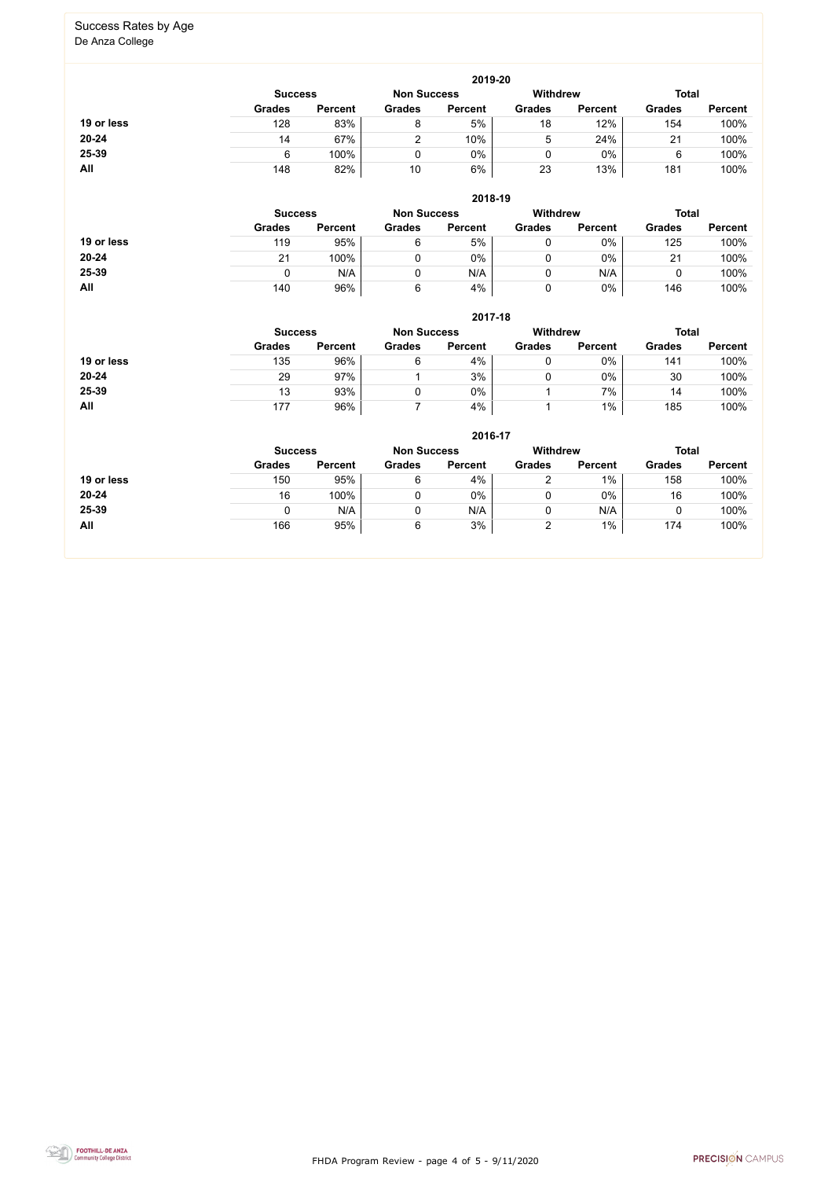## Success Rates by Age

De Anza College

### 2019-20

| | Success | | Non Success | | Withdrew | | Total | |
|---|---|---|---|---|---|---|---|---|
| | Grades | Percent | Grades | Percent | Grades | Percent | Grades | Percent |
| **19 or less** | 128 | 83% | 8 | 5% | 18 | 12% | 154 | 100% |
| **20-24** | 14 | 67% | 2 | 10% | 5 | 24% | 21 | 100% |
| **25-39** | 6 | 100% | 0 | 0% | 0 | 0% | 6 | 100% |
| **All** | 148 | 82% | 10 | 6% | 23 | 13% | 181 | 100% |

### 2018-19

| | Success | | Non Success | | Withdrew | | Total | |
|---|---|---|---|---|---|---|---|---|
| | Grades | Percent | Grades | Percent | Grades | Percent | Grades | Percent |
| **19 or less** | 119 | 95% | 6 | 5% | 0 | 0% | 125 | 100% |
| **20-24** | 21 | 100% | 0 | 0% | 0 | 0% | 21 | 100% |
| **25-39** | 0 | N/A | 0 | N/A | 0 | N/A | 0 | 100% |
| **All** | 140 | 96% | 6 | 4% | 0 | 0% | 146 | 100% |

### 2017-18

| | Success | | Non Success | | Withdrew | | Total | |
|---|---|---|---|---|---|---|---|---|
| | Grades | Percent | Grades | Percent | Grades | Percent | Grades | Percent |
| **19 or less** | 135 | 96% | 6 | 4% | 0 | 0% | 141 | 100% |
| **20-24** | 29 | 97% | 1 | 3% | 0 | 0% | 30 | 100% |
| **25-39** | 13 | 93% | 0 | 0% | 1 | 7% | 14 | 100% |
| **All** | 177 | 96% | 7 | 4% | 1 | 1% | 185 | 100% |

### 2016-17

| | Success | | Non Success | | Withdrew | | Total | |
|---|---|---|---|---|---|---|---|---|
| | Grades | Percent | Grades | Percent | Grades | Percent | Grades | Percent |
| **19 or less** | 150 | 95% | 6 | 4% | 2 | 1% | 158 | 100% |
| **20-24** | 16 | 100% | 0 | 0% | 0 | 0% | 16 | 100% |
| **25-39** | 0 | N/A | 0 | N/A | 0 | N/A | 0 | 100% |
| **All** | 166 | 95% | 6 | 3% | 2 | 1% | 174 | 100% |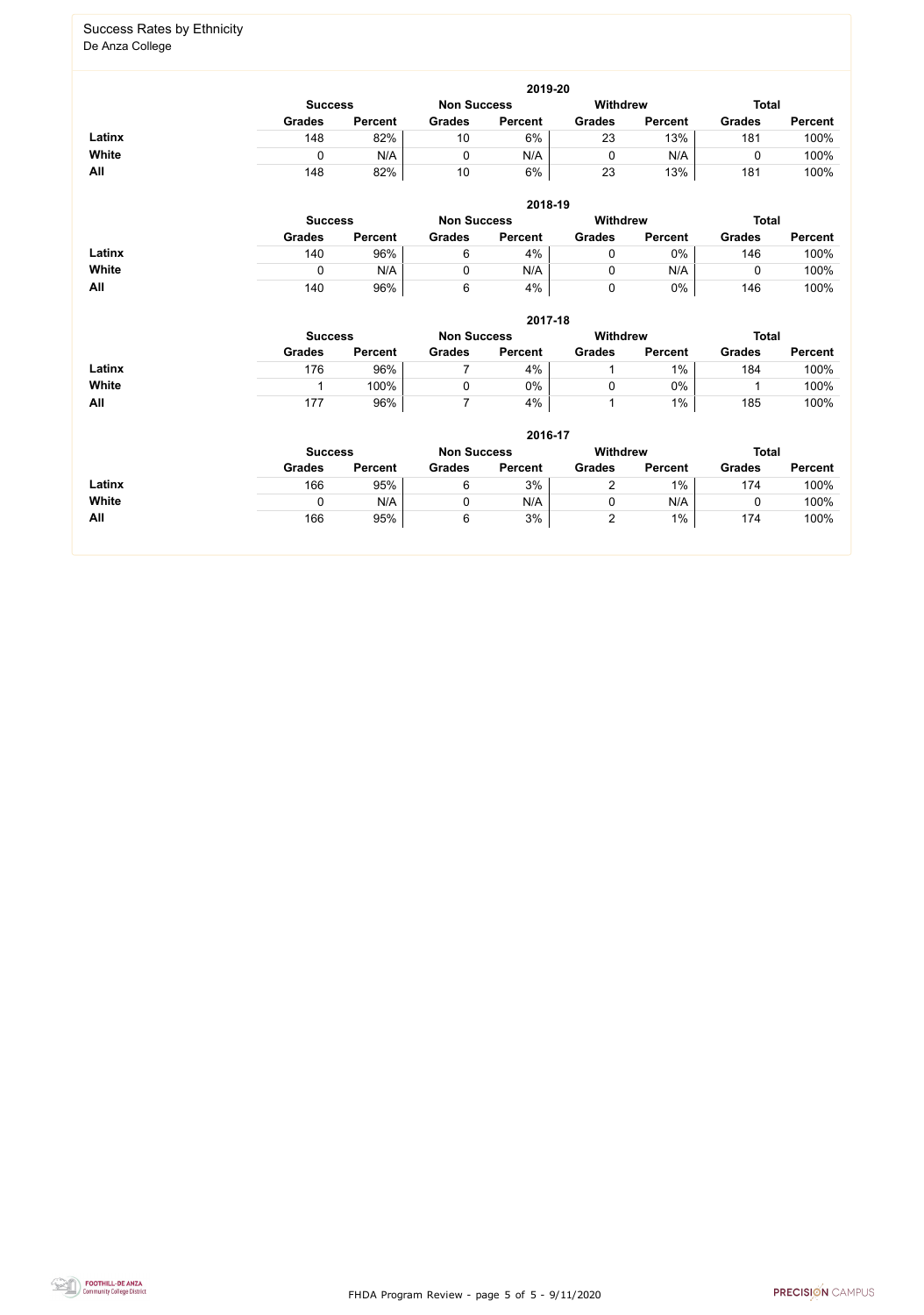Success Rates by Ethnicity
De Anza College

| | 2019-20 | | | | | | | |
|---|---|---|---|---|---|---|---|---|
| | Success | | Non Success | | Withdrew | | Total | |
| | Grades | Percent | Grades | Percent | Grades | Percent | Grades | Percent |
| **Latinx** | 148 | 82% | 10 | 6% | 23 | 13% | 181 | 100% |
| **White** | 0 | N/A | 0 | N/A | 0 | N/A | 0 | 100% |
| **All** | 148 | 82% | 10 | 6% | 23 | 13% | 181 | 100% |

| | 2018-19 | | | | | | | |
|---|---|---|---|---|---|---|---|---|
| | Success | | Non Success | | Withdrew | | Total | |
| | Grades | Percent | Grades | Percent | Grades | Percent | Grades | Percent |
| **Latinx** | 140 | 96% | 6 | 4% | 0 | 0% | 146 | 100% |
| **White** | 0 | N/A | 0 | N/A | 0 | N/A | 0 | 100% |
| **All** | 140 | 96% | 6 | 4% | 0 | 0% | 146 | 100% |

| | 2017-18 | | | | | | | |
|---|---|---|---|---|---|---|---|---|
| | Success | | Non Success | | Withdrew | | Total | |
| | Grades | Percent | Grades | Percent | Grades | Percent | Grades | Percent |
| **Latinx** | 176 | 96% | 7 | 4% | 1 | 1% | 184 | 100% |
| **White** | 1 | 100% | 0 | 0% | 0 | 0% | 1 | 100% |
| **All** | 177 | 96% | 7 | 4% | 1 | 1% | 185 | 100% |

| | 2016-17 | | | | | | | |
|---|---|---|---|---|---|---|---|---|
| | Success | | Non Success | | Withdrew | | Total | |
| | Grades | Percent | Grades | Percent | Grades | Percent | Grades | Percent |
| **Latinx** | 166 | 95% | 6 | 3% | 2 | 1% | 174 | 100% |
| **White** | 0 | N/A | 0 | N/A | 0 | N/A | 0 | 100% |
| **All** | 166 | 95% | 6 | 3% | 2 | 1% | 174 | 100% |